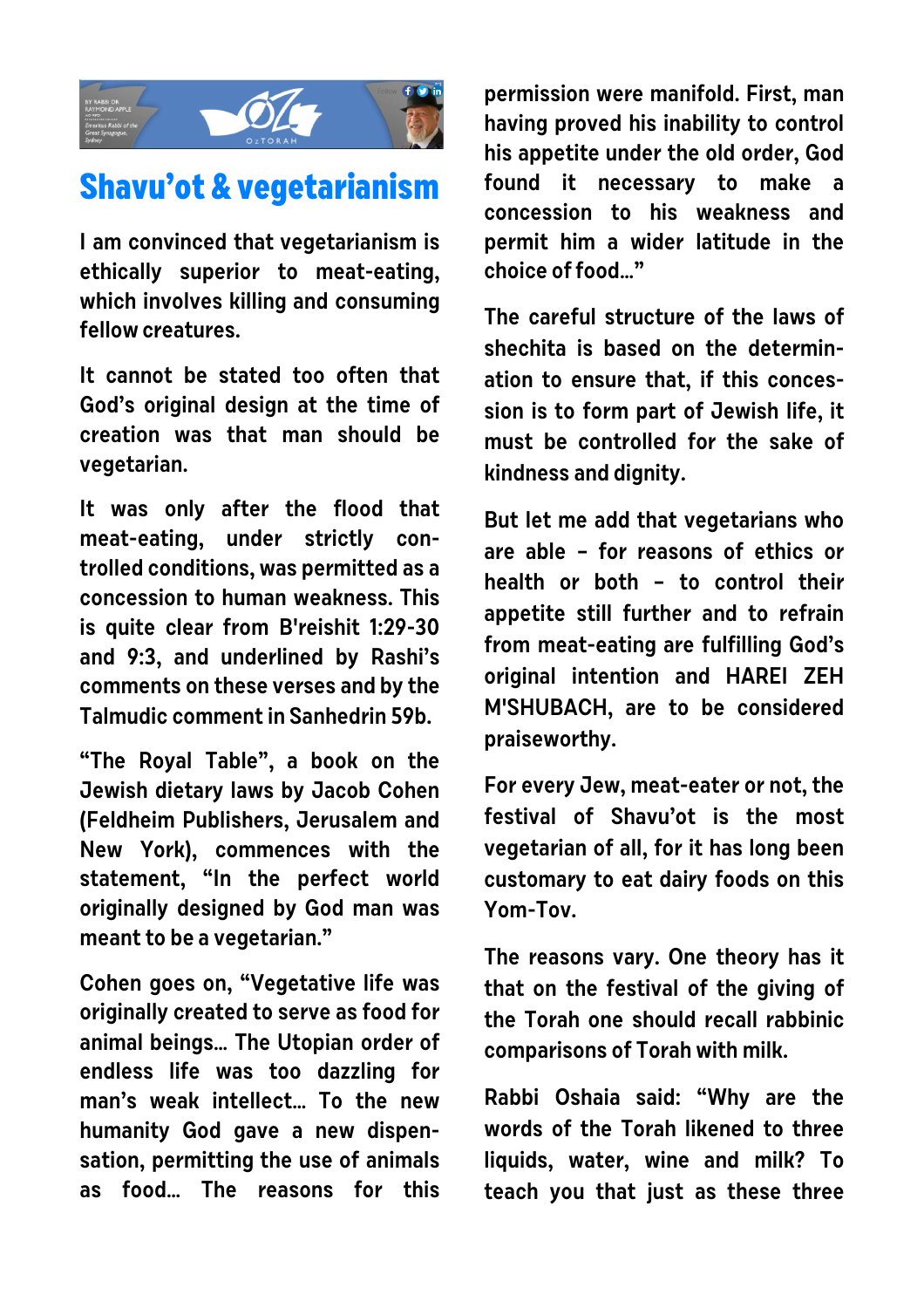# Shavu'ot & vegetarianism

I am convinced that vegetarianism is ethically superior to meat-eating, which involves killing and consuming fellow creatures.

It cannot be stated too often that God's original design at the time of creation was that man should be vegetarian.

It was only after the flood that meat-eating, under strictly controlled conditions, was permitted as a concession to human weakness. This is quite clear from B'reishit 1:29-30 and 9:3, and underlined by Rashi's comments on these verses and by the Talmudic comment in Sanhedrin 59b.

"The Royal Table", a book on the Jewish dietary laws by Jacob Cohen (Feldheim Publishers, Jerusalem and New York), commences with the statement, "In the perfect world originally designed by God man was meant to be a vegetarian."

Cohen goes on, "Vegetative life was originally created to serve as food for animal beings... The Utopian order of endless life was too dazzling for man's weak intellect... To the new humanity God gave a new dispensation, permitting the use of animals as food... The reasons for this permission were manifold. First, man having proved his inability to control his appetite under the old order, God found it necessary to make a concession to his weakness and permit him a wider latitude in the choice of food..."

The careful structure of the laws of shechita is based on the determination to ensure that, if this concession is to form part of Jewish life, it must be controlled for the sake of kindness and dignity.

But let me add that vegetarians who are able – for reasons of ethics or health or both – to control their appetite still further and to refrain from meat-eating are fulfilling God's original intention and HAREI ZEH M'SHUBACH, are to be considered praiseworthy.

For every Jew, meat-eater or not, the festival of Shavu'ot is the most vegetarian of all, for it has long been customary to eat dairy foods on this Yom-Tov.

The reasons vary. One theory has it that on the festival of the giving of the Torah one should recall rabbinic comparisons of Torah with milk.

Rabbi Oshaia said: "Why are the words of the Torah likened to three liquids, water, wine and milk? To teach you that just as these three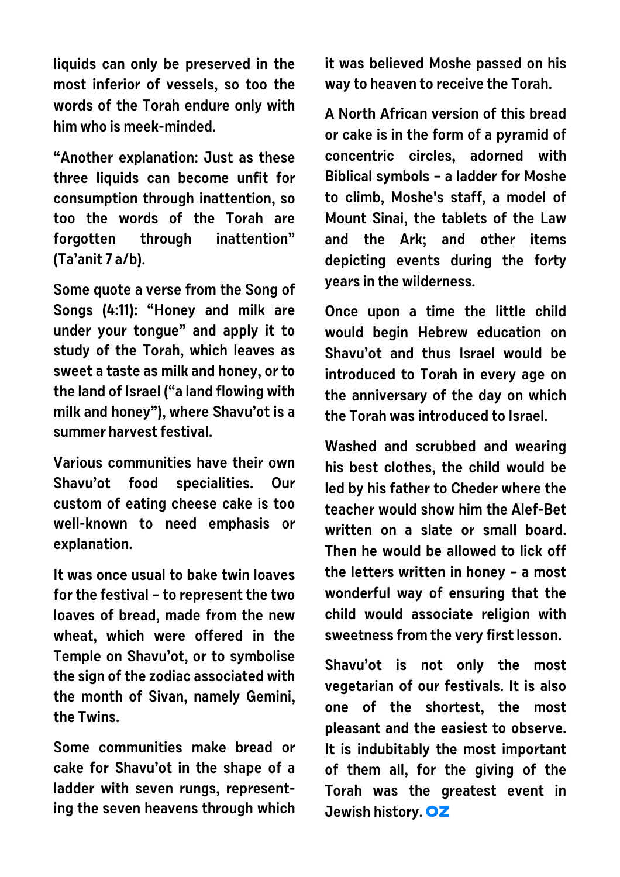liquids can only be preserved in the most inferior of vessels, so too the words of the Torah endure only with him who is meek-minded.

"Another explanation: Just as these three liquids can become unfit for consumption through inattention, so too the words of the Torah are forgotten through inattention" (Ta'anit 7 a/b).

Some quote a verse from the Song of Songs (4:11): "Honey and milk are under your tongue" and apply it to study of the Torah, which leaves as sweet a taste as milk and honey, or to the land of Israel ("a land flowing with milk and honey"), where Shavu'ot is a summer harvest festival.

Various communities have their own Shavu'ot food specialities. Our custom of eating cheese cake is too well-known to need emphasis or explanation.

It was once usual to bake twin loaves for the festival – to represent the two loaves of bread, made from the new wheat, which were offered in the Temple on Shavu'ot, or to symbolise the sign of the zodiac associated with the month of Sivan, namely Gemini, the Twins.

Some communities make bread or cake for Shavu'ot in the shape of a ladder with seven rungs, representing the seven heavens through which it was believed Moshe passed on his way to heaven to receive the Torah.

A North African version of this bread or cake is in the form of a pyramid of concentric circles, adorned with Biblical symbols – a ladder for Moshe to climb, Moshe's staff, a model of Mount Sinai, the tablets of the Law and the Ark; and other items depicting events during the forty years in the wilderness.

Once upon a time the little child would begin Hebrew education on Shavu'ot and thus Israel would be introduced to Torah in every age on the anniversary of the day on which the Torah was introduced to Israel.

Washed and scrubbed and wearing his best clothes, the child would be led by his father to Cheder where the teacher would show him the Alef-Bet written on a slate or small board. Then he would be allowed to lick off the letters written in honey – a most wonderful way of ensuring that the child would associate religion with sweetness from the very first lesson.

Shavu'ot is not only the most vegetarian of our festivals. It is also one of the shortest, the most pleasant and the easiest to observe. It is indubitably the most important of them all, for the giving of the Torah was the greatest event in Jewish history. OZ